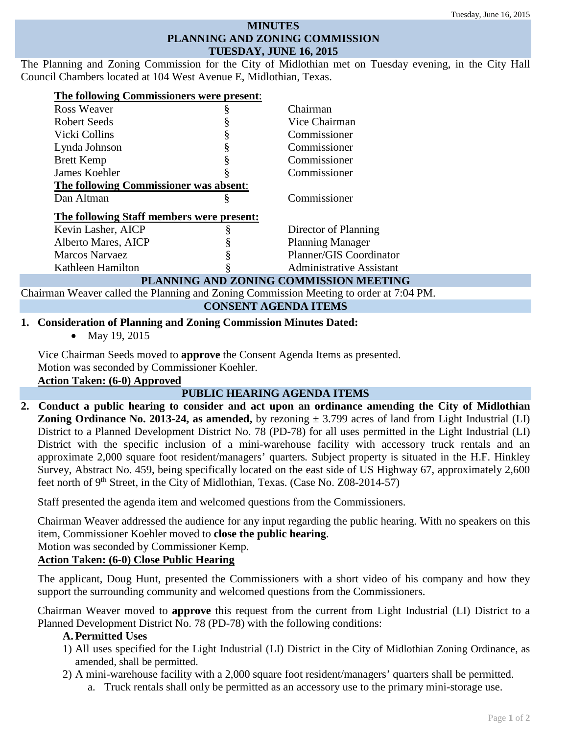# MINUTES
# PLANNING AND ZONING COMMISSION
# TUESDAY, JUNE 16, 2015

The Planning and Zoning Commission for the City of Midlothian met on Tuesday evening, in the City Hall Council Chambers located at 104 West Avenue E, Midlothian, Texas.

**The following Commissioners were present:**

| | | |
|---|---|---|
| Ross Weaver | § | Chairman |
| Robert Seeds | § | Vice Chairman |
| Vicki Collins | § | Commissioner |
| Lynda Johnson | § | Commissioner |
| Brett Kemp | § | Commissioner |
| James Koehler | § | Commissioner |

**The following Commissioner was absent:**

| | | |
|---|---|---|
| Dan Altman | § | Commissioner |

**The following Staff members were present:**

| | | |
|---|---|---|
| Kevin Lasher, AICP | § | Director of Planning |
| Alberto Mares, AICP | § | Planning Manager |
| Marcos Narvaez | § | Planner/GIS Coordinator |
| Kathleen Hamilton | § | Administrative Assistant |

## PLANNING AND ZONING COMMISSION MEETING

Chairman Weaver called the Planning and Zoning Commission Meeting to order at 7:04 PM.

## CONSENT AGENDA ITEMS

**1. Consideration of Planning and Zoning Commission Minutes Dated:**

- May 19, 2015

Vice Chairman Seeds moved to **approve** the Consent Agenda Items as presented.
Motion was seconded by Commissioner Koehler.
**Action Taken: (6-0) Approved**

## PUBLIC HEARING AGENDA ITEMS

**2. Conduct a public hearing to consider and act upon an ordinance amending the City of Midlothian Zoning Ordinance No. 2013-24, as amended,** by rezoning ± 3.799 acres of land from Light Industrial (LI) District to a Planned Development District No. 78 (PD-78) for all uses permitted in the Light Industrial (LI) District with the specific inclusion of a mini-warehouse facility with accessory truck rentals and an approximate 2,000 square foot resident/managers' quarters. Subject property is situated in the H.F. Hinkley Survey, Abstract No. 459, being specifically located on the east side of US Highway 67, approximately 2,600 feet north of 9th Street, in the City of Midlothian, Texas. (Case No. Z08-2014-57)

Staff presented the agenda item and welcomed questions from the Commissioners.

Chairman Weaver addressed the audience for any input regarding the public hearing. With no speakers on this item, Commissioner Koehler moved to **close the public hearing**.
Motion was seconded by Commissioner Kemp.
**Action Taken: (6-0) Close Public Hearing**

The applicant, Doug Hunt, presented the Commissioners with a short video of his company and how they support the surrounding community and welcomed questions from the Commissioners.

Chairman Weaver moved to **approve** this request from the current from Light Industrial (LI) District to a Planned Development District No. 78 (PD-78) with the following conditions:

**A. Permitted Uses**

1) All uses specified for the Light Industrial (LI) District in the City of Midlothian Zoning Ordinance, as amended, shall be permitted.
2) A mini-warehouse facility with a 2,000 square foot resident/managers' quarters shall be permitted.
    a. Truck rentals shall only be permitted as an accessory use to the primary mini-storage use.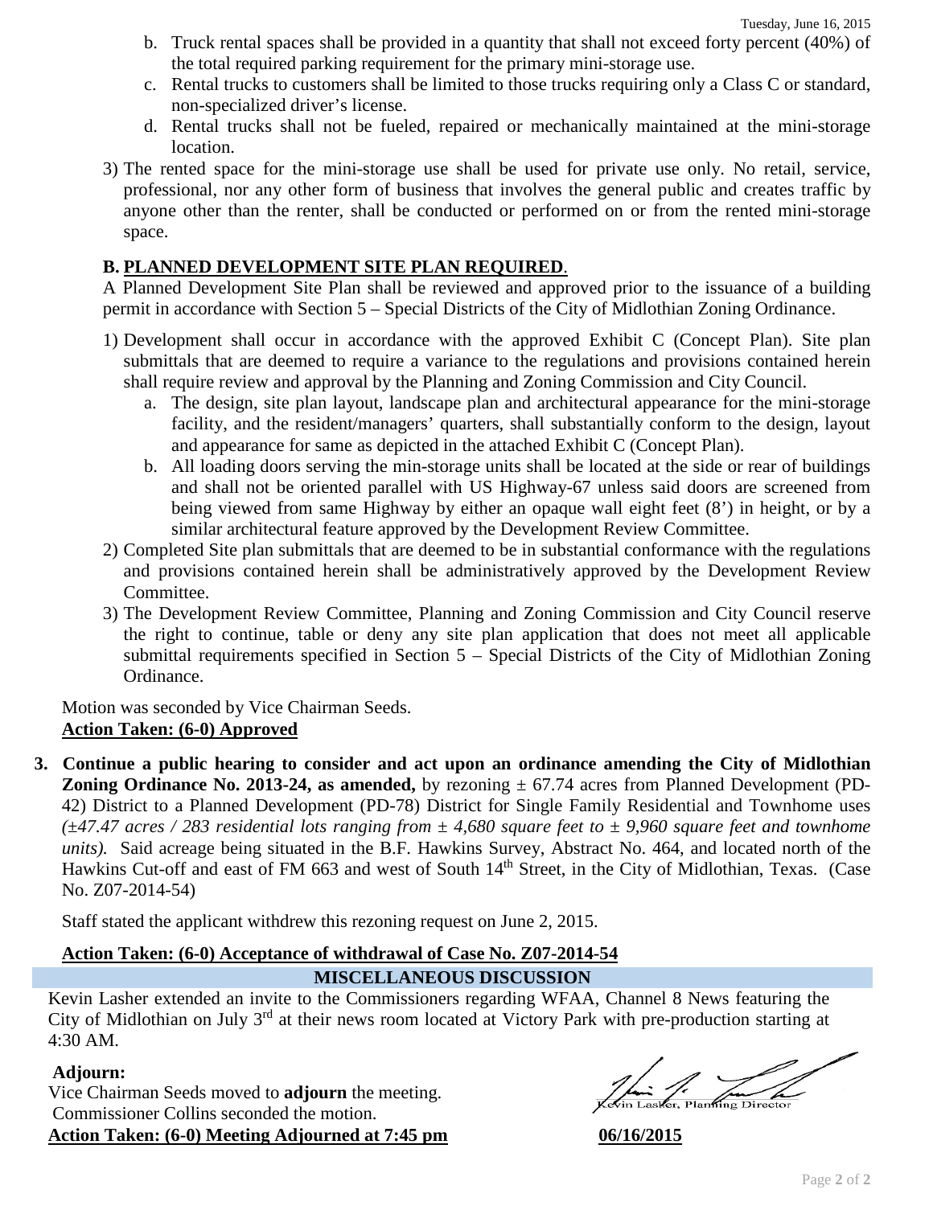b. Truck rental spaces shall be provided in a quantity that shall not exceed forty percent (40%) of the total required parking requirement for the primary mini-storage use.
c. Rental trucks to customers shall be limited to those trucks requiring only a Class C or standard, non-specialized driver's license.
d. Rental trucks shall not be fueled, repaired or mechanically maintained at the mini-storage location.

3) The rented space for the mini-storage use shall be used for private use only. No retail, service, professional, nor any other form of business that involves the general public and creates traffic by anyone other than the renter, shall be conducted or performed on or from the rented mini-storage space.

**B. PLANNED DEVELOPMENT SITE PLAN REQUIRED**.

A Planned Development Site Plan shall be reviewed and approved prior to the issuance of a building permit in accordance with Section 5 – Special Districts of the City of Midlothian Zoning Ordinance.

1) Development shall occur in accordance with the approved Exhibit C (Concept Plan). Site plan submittals that are deemed to require a variance to the regulations and provisions contained herein shall require review and approval by the Planning and Zoning Commission and City Council.
   a. The design, site plan layout, landscape plan and architectural appearance for the mini-storage facility, and the resident/managers' quarters, shall substantially conform to the design, layout and appearance for same as depicted in the attached Exhibit C (Concept Plan).
   b. All loading doors serving the min-storage units shall be located at the side or rear of buildings and shall not be oriented parallel with US Highway-67 unless said doors are screened from being viewed from same Highway by either an opaque wall eight feet (8') in height, or by a similar architectural feature approved by the Development Review Committee.
2) Completed Site plan submittals that are deemed to be in substantial conformance with the regulations and provisions contained herein shall be administratively approved by the Development Review Committee.
3) The Development Review Committee, Planning and Zoning Commission and City Council reserve the right to continue, table or deny any site plan application that does not meet all applicable submittal requirements specified in Section 5 – Special Districts of the City of Midlothian Zoning Ordinance.

Motion was seconded by Vice Chairman Seeds.

**Action Taken: (6-0) Approved**

**3. Continue a public hearing to consider and act upon an ordinance amending the City of Midlothian Zoning Ordinance No. 2013-24, as amended,** by rezoning ± 67.74 acres from Planned Development (PD-42) District to a Planned Development (PD-78) District for Single Family Residential and Townhome uses *(±47.47 acres / 283 residential lots ranging from ± 4,680 square feet to ± 9,960 square feet and townhome units).* Said acreage being situated in the B.F. Hawkins Survey, Abstract No. 464, and located north of the Hawkins Cut-off and east of FM 663 and west of South 14th Street, in the City of Midlothian, Texas. (Case No. Z07-2014-54)

Staff stated the applicant withdrew this rezoning request on June 2, 2015.

**Action Taken: (6-0) Acceptance of withdrawal of Case No. Z07-2014-54**

## MISCELLANEOUS DISCUSSION

Kevin Lasher extended an invite to the Commissioners regarding WFAA, Channel 8 News featuring the City of Midlothian on July 3rd at their news room located at Victory Park with pre-production starting at 4:30 AM.

**Adjourn:**

Vice Chairman Seeds moved to **adjourn** the meeting.
Commissioner Collins seconded the motion.

**Action Taken: (6-0) Meeting Adjourned at 7:45 pm**

Kevin Lasher, Planning Director

**06/16/2015**